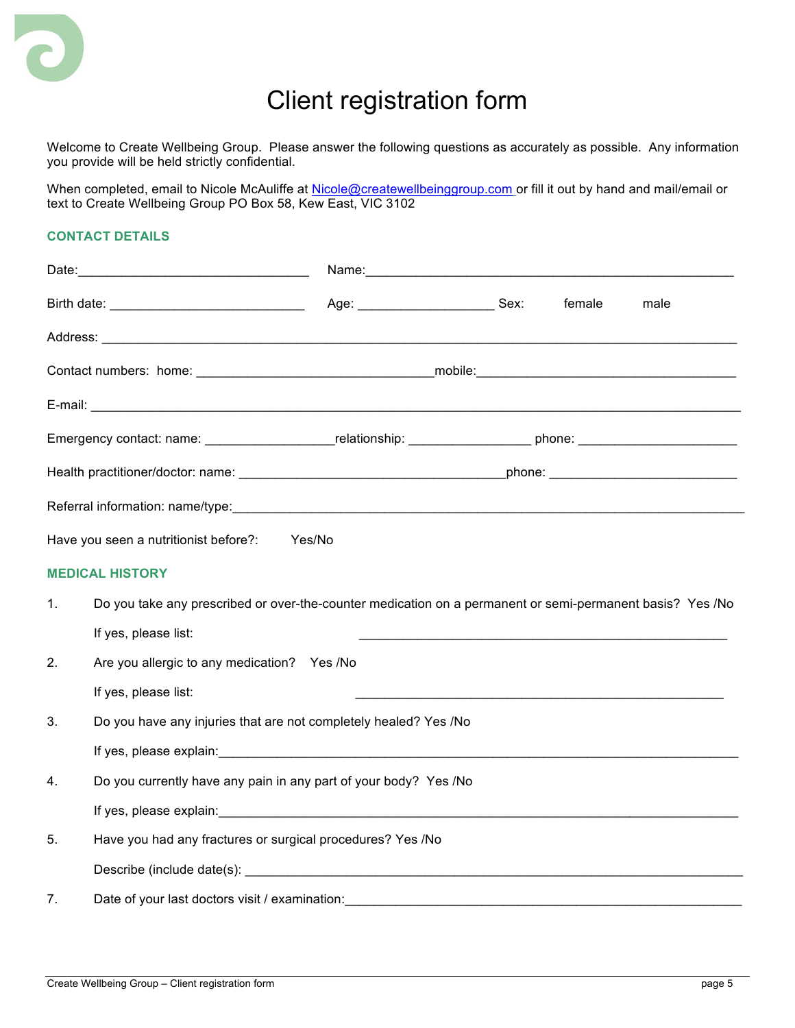# Client registration form

Welcome to Create Wellbeing Group. Please answer the following questions as accurately as possible. Any information you provide will be held strictly confidential.

When completed, email to Nicole McAuliffe at Nicole@createwellbeinggroup.com or fill it out by hand and mail/email or text to Create Wellbeing Group PO Box 58, Kew East, VIC 3102

## CONTACT DETAILS

Date:________________________________ Name:_____________________________________________________

Birth date: ___________________________ Age: ___________________ Sex: female male

Address: ______________________________________________________________________________________

Contact numbers: home: _________________________________mobile:____________________________________

E-mail: _______________________________________________________________________________________

Emergency contact: name: __________________relationship: _________________ phone: ______________________

Health practitioner/doctor: name: _____________________________________phone: __________________________

Referral information: name/type:_________________________________________________________________________

Have you seen a nutritionist before?: Yes/No

## MEDICAL HISTORY

1. Do you take any prescribed or over-the-counter medication on a permanent or semi-permanent basis? Yes /No

   If yes, please list: ___________________________________________________

2. Are you allergic to any medication? Yes /No

   If yes, please list: ___________________________________________________

3. Do you have any injuries that are not completely healed? Yes /No

   If yes, please explain:___________________________________________________________________________

4. Do you currently have any pain in any part of your body? Yes /No

   If yes, please explain:___________________________________________________________________________

5. Have you had any fractures or surgical procedures? Yes /No

   Describe (include date(s): __________________________________________________________________________

7. Date of your last doctors visit / examination:_______________________________________________________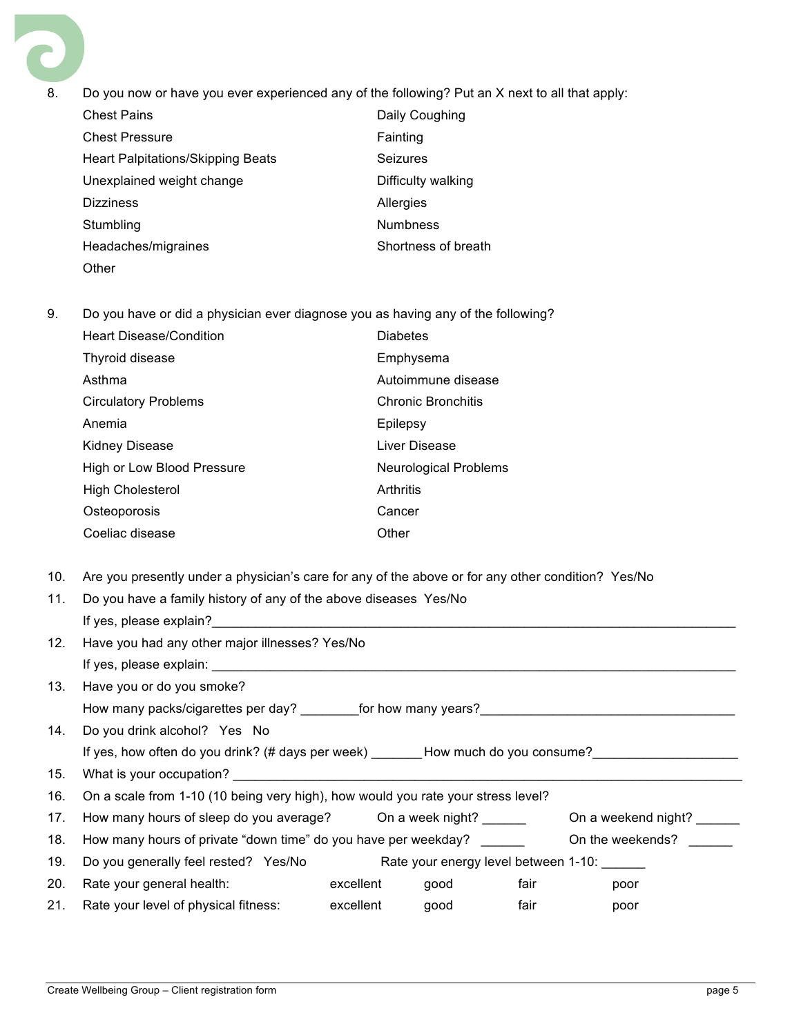8. Do you now or have you ever experienced any of the following? Put an X next to all that apply:

| | |
|---|---|
| Chest Pains | Daily Coughing |
| Chest Pressure | Fainting |
| Heart Palpitations/Skipping Beats | Seizures |
| Unexplained weight change | Difficulty walking |
| Dizziness | Allergies |
| Stumbling | Numbness |
| Headaches/migraines | Shortness of breath |
| Other | |

9. Do you have or did a physician ever diagnose you as having any of the following?

| | |
|---|---|
| Heart Disease/Condition | Diabetes |
| Thyroid disease | Emphysema |
| Asthma | Autoimmune disease |
| Circulatory Problems | Chronic Bronchitis |
| Anemia | Epilepsy |
| Kidney Disease | Liver Disease |
| High or Low Blood Pressure | Neurological Problems |
| High Cholesterol | Arthritis |
| Osteoporosis | Cancer |
| Coeliac disease | Other |

10. Are you presently under a physician's care for any of the above or for any other condition? Yes/No

11. Do you have a family history of any of the above diseases Yes/No

    If yes, please explain?_______________________________________________

12. Have you had any other major illnesses? Yes/No

    If yes, please explain: _______________________________________________

13. Have you or do you smoke?

    How many packs/cigarettes per day? ________for how many years?____________________

14. Do you drink alcohol? Yes No

    If yes, how often do you drink? (# days per week) _______ How much do you consume?____________

15. What is your occupation? _______________________________________________

16. On a scale from 1-10 (10 being very high), how would you rate your stress level?

17. How many hours of sleep do you average? On a week night? ______ On a weekend night? ______

18. How many hours of private "down time" do you have per weekday? ______ On the weekends? ______

19. Do you generally feel rested? Yes/No Rate your energy level between 1-10: ______

20. Rate your general health: excellent good fair poor

21. Rate your level of physical fitness: excellent good fair poor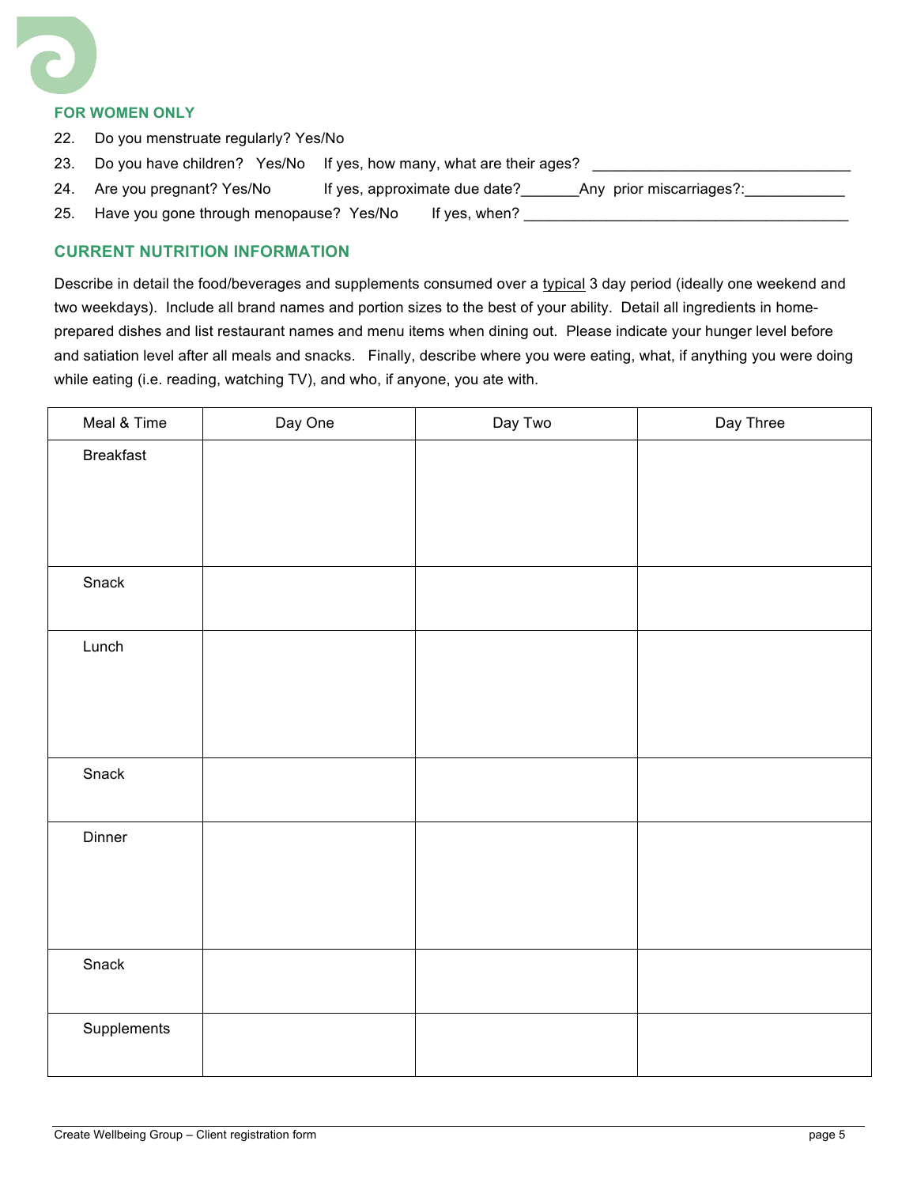## FOR WOMEN ONLY

22. Do you menstruate regularly? Yes/No
23. Do you have children? Yes/No If yes, how many, what are their ages? ______________________________
24. Are you pregnant? Yes/No If yes, approximate due date?_______Any prior miscarriages?:____________
25. Have you gone through menopause? Yes/No If yes, when? ________________________________________

## CURRENT NUTRITION INFORMATION

Describe in detail the food/beverages and supplements consumed over a <u>typical</u> 3 day period (ideally one weekend and two weekdays). Include all brand names and portion sizes to the best of your ability. Detail all ingredients in home-prepared dishes and list restaurant names and menu items when dining out. Please indicate your hunger level before and satiation level after all meals and snacks. Finally, describe where you were eating, what, if anything you were doing while eating (i.e. reading, watching TV), and who, if anyone, you ate with.

| Meal & Time | Day One | Day Two | Day Three |
|---|---|---|---|
| Breakfast | | | |
| Snack | | | |
| Lunch | | | |
| Snack | | | |
| Dinner | | | |
| Snack | | | |
| Supplements | | | |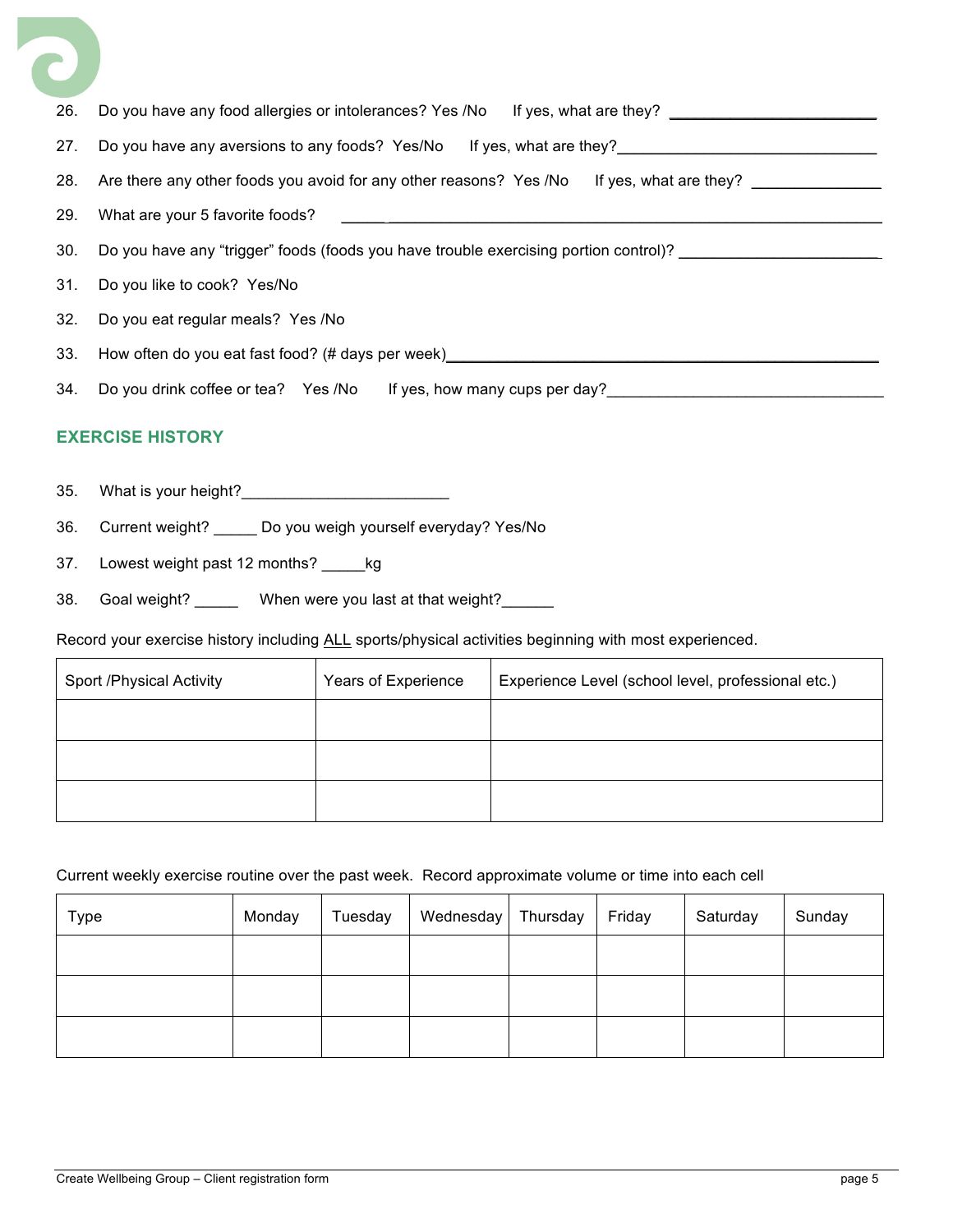26. Do you have any food allergies or intolerances? Yes /No    If yes, what are they? ________________________

27. Do you have any aversions to any foods? Yes/No    If yes, what are they?______________________________

28. Are there any other foods you avoid for any other reasons? Yes /No    If yes, what are they? _______________

29. What are your 5 favorite foods? ____________________________________________________________

30. Do you have any "trigger" foods (foods you have trouble exercising portion control)? _______________________

31. Do you like to cook? Yes/No

32. Do you eat regular meals? Yes /No

33. How often do you eat fast food? (# days per week)__________________________________________________

34. Do you drink coffee or tea? Yes /No    If yes, how many cups per day?________________________________

## EXERCISE HISTORY

35. What is your height?________________________

36. Current weight? _____ Do you weigh yourself everyday? Yes/No

37. Lowest weight past 12 months? _____kg

38. Goal weight? _____    When were you last at that weight?______

Record your exercise history including ALL sports/physical activities beginning with most experienced.

| Sport /Physical Activity | Years of Experience | Experience Level (school level, professional etc.) |
|---|---|---|
| | | |
| | | |
| | | |

Current weekly exercise routine over the past week. Record approximate volume or time into each cell

| Type | Monday | Tuesday | Wednesday | Thursday | Friday | Saturday | Sunday |
|---|---|---|---|---|---|---|---|
| | | | | | | | |
| | | | | | | | |
| | | | | | | | |